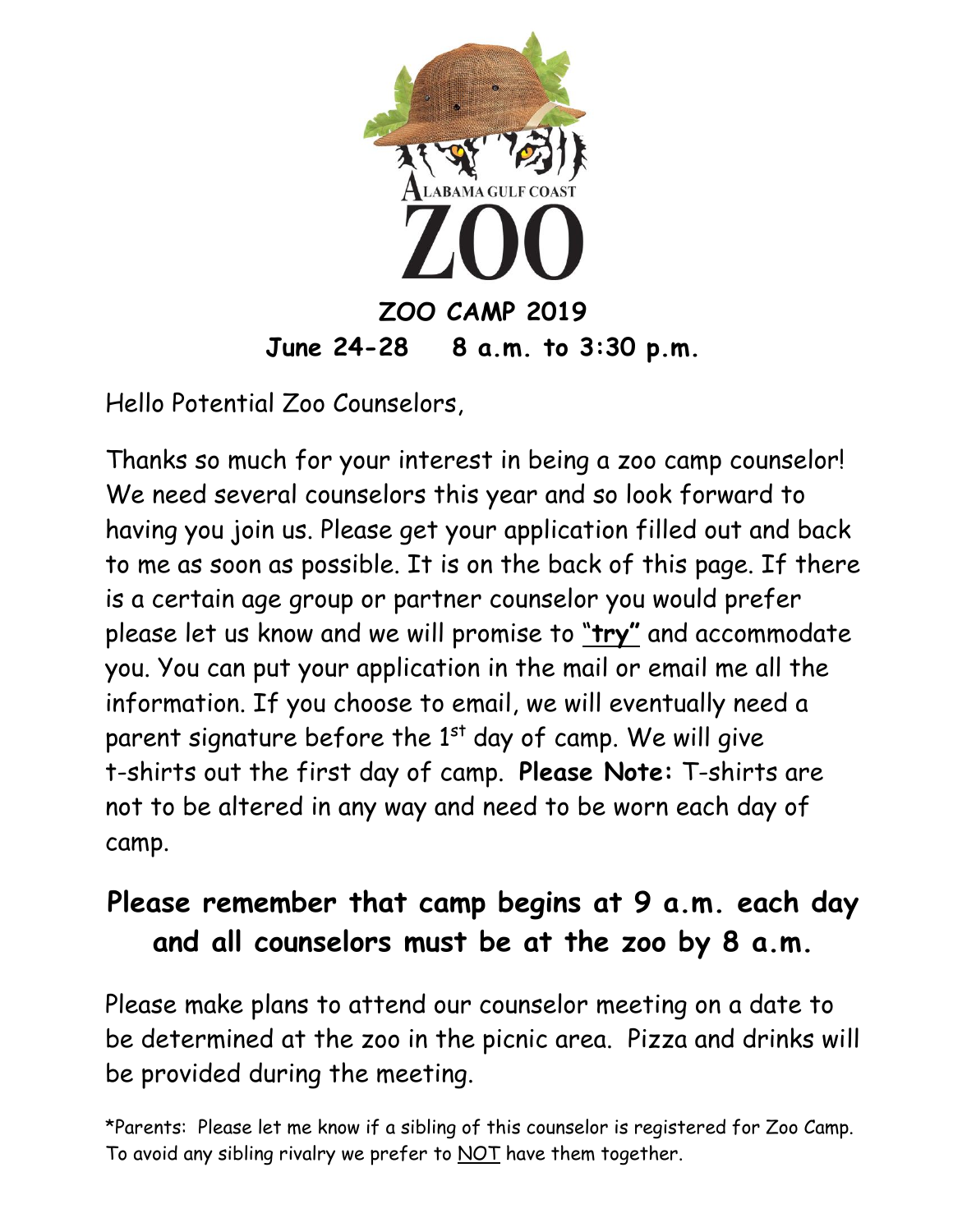ALABAMA GULF COAST

ZOO

## ZOO CAMP 2019

**June 24-28 8 a.m. to 3:30 p.m.**

Hello Potential Zoo Counselors,

Thanks so much for your interest in being a zoo camp counselor! We need several counselors this year and so look forward to having you join us. Please get your application filled out and back to me as soon as possible. It is on the back of this page. If there is a certain age group or partner counselor you would prefer please let us know and we will promise to <u>**"try"**</u> and accommodate you. You can put your application in the mail or email me all the information. If you choose to email, we will eventually need a parent signature before the 1st day of camp. We will give t-shirts out the first day of camp. **Please Note:** T-shirts are not to be altered in any way and need to be worn each day of camp.

### Please remember that camp begins at 9 a.m. each day and all counselors must be at the zoo by 8 a.m.

Please make plans to attend our counselor meeting on a date to be determined at the zoo in the picnic area. Pizza and drinks will be provided during the meeting.

*Parents: Please let me know if a sibling of this counselor is registered for Zoo Camp. To avoid any sibling rivalry we prefer to <u>NOT</u> have them together.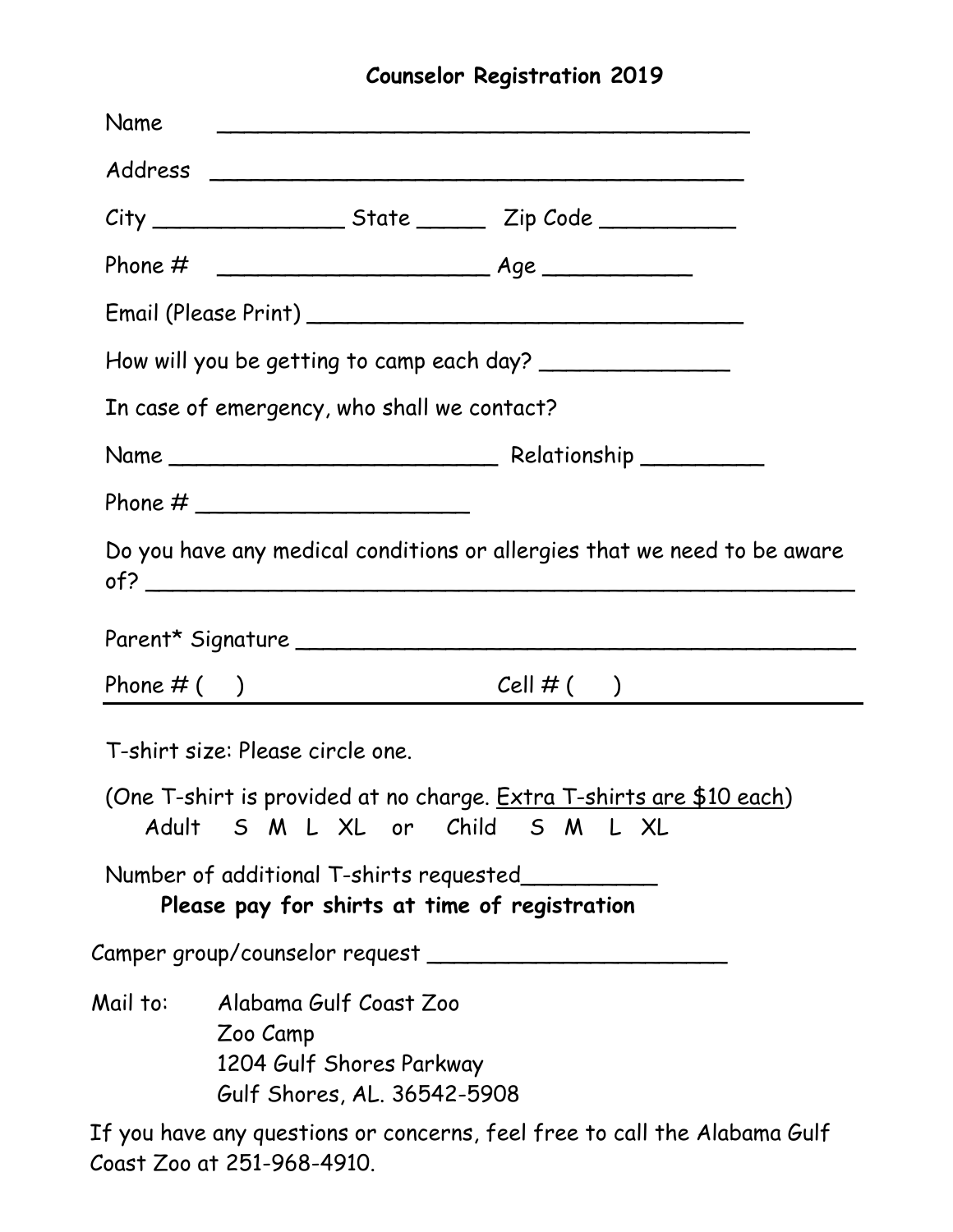# Counselor Registration 2019

Name ________________________________________

Address ________________________________________

City _______________ State _____ Zip Code __________

Phone # _____________________ Age ___________

Email (Please Print) ________________________________

How will you be getting to camp each day? ______________

In case of emergency, who shall we contact?

Name _________________________ Relationship _________

Phone # ____________________

Do you have any medical conditions or allergies that we need to be aware of? ______________________________________________________

Parent* Signature ________________________________________

Phone # ( ) ____________________ Cell # ( ) ____________________

T-shirt size: Please circle one.

(One T-shirt is provided at no charge. Extra T-shirts are $10 each)
Adult S M L XL or Child S M L XL

Number of additional T-shirts requested__________
**Please pay for shirts at time of registration**

Camper group/counselor request ______________________

Mail to:
Alabama Gulf Coast Zoo
Zoo Camp
1204 Gulf Shores Parkway
Gulf Shores, AL. 36542-5908

If you have any questions or concerns, feel free to call the Alabama Gulf Coast Zoo at 251-968-4910.